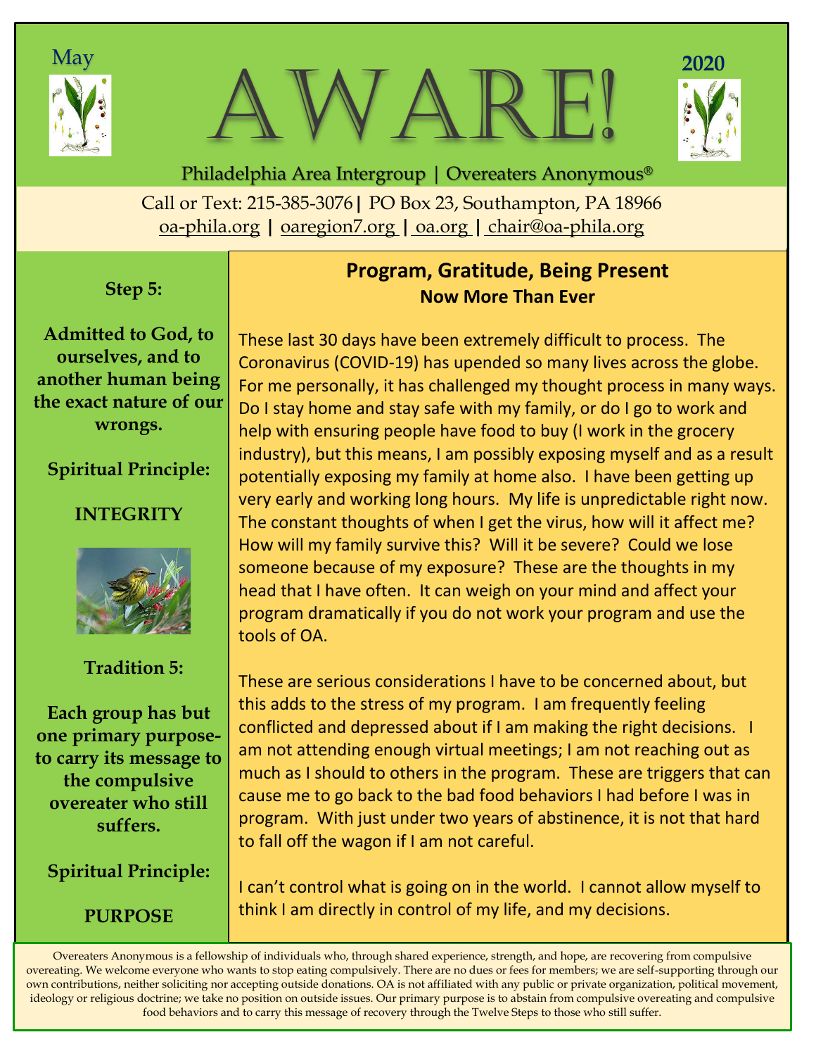May

# AWARE!

2020

Philadelphia Area Intergroup | Overeaters Anonymous®

Call or Text: 215-385-3076 | PO Box 23, Southampton, PA 18966
oa-phila.org | oaregion7.org | oa.org | chair@oa-phila.org

**Step 5:**

**Admitted to God, to ourselves, and to another human being the exact nature of our wrongs.**

**Spiritual Principle:**

**INTEGRITY**

**Tradition 5:**

**Each group has but one primary purpose- to carry its message to the compulsive overeater who still suffers.**

**Spiritual Principle:**

**PURPOSE**

## Program, Gratitude, Being Present

### Now More Than Ever

These last 30 days have been extremely difficult to process. The Coronavirus (COVID-19) has upended so many lives across the globe. For me personally, it has challenged my thought process in many ways. Do I stay home and stay safe with my family, or do I go to work and help with ensuring people have food to buy (I work in the grocery industry), but this means, I am possibly exposing myself and as a result potentially exposing my family at home also. I have been getting up very early and working long hours. My life is unpredictable right now. The constant thoughts of when I get the virus, how will it affect me? How will my family survive this? Will it be severe? Could we lose someone because of my exposure? These are the thoughts in my head that I have often. It can weigh on your mind and affect your program dramatically if you do not work your program and use the tools of OA.

These are serious considerations I have to be concerned about, but this adds to the stress of my program. I am frequently feeling conflicted and depressed about if I am making the right decisions. I am not attending enough virtual meetings; I am not reaching out as much as I should to others in the program. These are triggers that can cause me to go back to the bad food behaviors I had before I was in program. With just under two years of abstinence, it is not that hard to fall off the wagon if I am not careful.

I can't control what is going on in the world. I cannot allow myself to think I am directly in control of my life, and my decisions.

Overeaters Anonymous is a fellowship of individuals who, through shared experience, strength, and hope, are recovering from compulsive overeating. We welcome everyone who wants to stop eating compulsively. There are no dues or fees for members; we are self-supporting through our own contributions, neither soliciting nor accepting outside donations. OA is not affiliated with any public or private organization, political movement, ideology or religious doctrine; we take no position on outside issues. Our primary purpose is to abstain from compulsive overeating and compulsive food behaviors and to carry this message of recovery through the Twelve Steps to those who still suffer.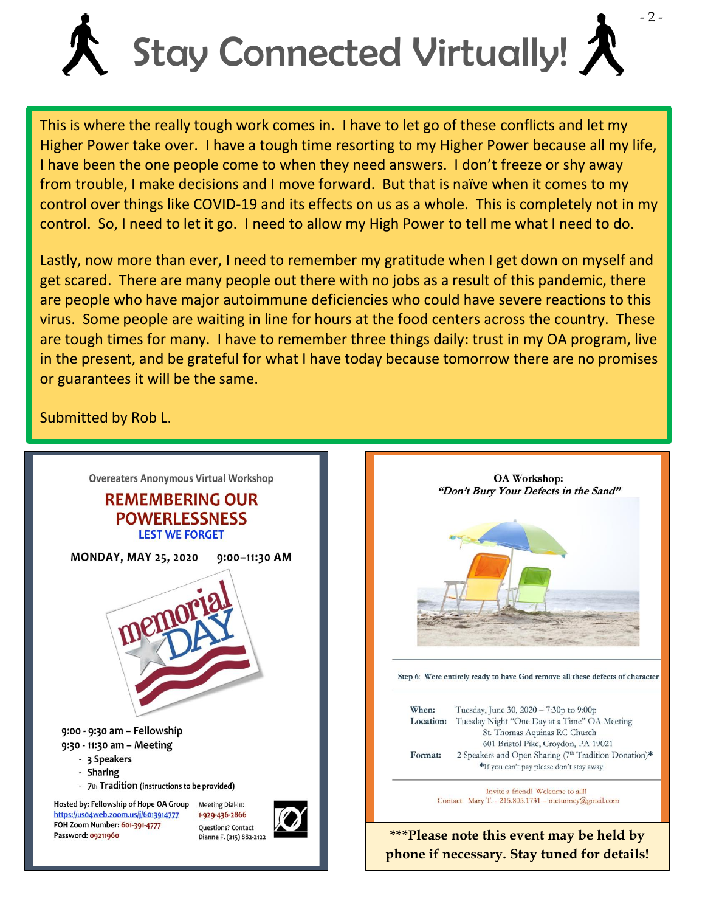# Stay Connected Virtually!

This is where the really tough work comes in. I have to let go of these conflicts and let my Higher Power take over. I have a tough time resorting to my Higher Power because all my life, I have been the one people come to when they need answers. I don't freeze or shy away from trouble, I make decisions and I move forward. But that is naïve when it comes to my control over things like COVID-19 and its effects on us as a whole. This is completely not in my control. So, I need to let it go. I need to allow my High Power to tell me what I need to do.

Lastly, now more than ever, I need to remember my gratitude when I get down on myself and get scared. There are many people out there with no jobs as a result of this pandemic, there are people who have major autoimmune deficiencies who could have severe reactions to this virus. Some people are waiting in line for hours at the food centers across the country. These are tough times for many. I have to remember three things daily: trust in my OA program, live in the present, and be grateful for what I have today because tomorrow there are no promises or guarantees it will be the same.

Submitted by Rob L.

---

Overeaters Anonymous Virtual Workshop

## REMEMBERING OUR POWERLESSNESS

**LEST WE FORGET**

**MONDAY, MAY 25, 2020 9:00–11:30 AM**

memorial DAY

**9:00 - 9:30 am – Fellowship**
**9:30 - 11:30 am – Meeting**

- 3 Speakers
- Sharing
- 7th Tradition (instructions to be provided)

**Hosted by: Fellowship of Hope OA Group**
https://us04web.zoom.us/j/6013914777
**FOH Zoom Number:** 601-391-4777
**Password:** 09211960

Meeting Dial-In:
1-929-436-2866

Questions? Contact
Dianne F. (215) 882-2122

---

**OA Workshop:**
***"Don't Bury Your Defects in the Sand"***

Step 6: Were entirely ready to have God remove all these defects of character

**When:** Tuesday, June 30, 2020 – 7:30p to 9:00p
**Location:** Tuesday Night "One Day at a Time" OA Meeting
St. Thomas Aquinas RC Church
601 Bristol Pike, Croydon, PA 19021
**Format:** 2 Speakers and Open Sharing (7th Tradition Donation)*
*If you can't pay please don't stay away!

Invite a friend! Welcome to all!!
Contact: Mary T. - 215.805.1731 – mctunney@gmail.com

**\*\*\*Please note this event may be held by phone if necessary. Stay tuned for details!**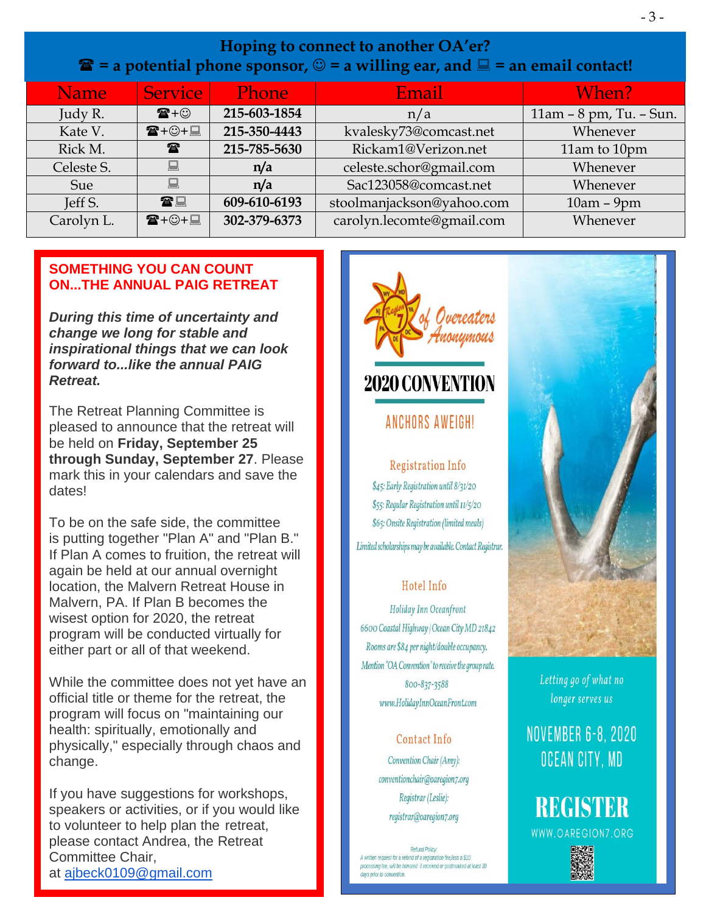## Hoping to connect to another OA'er?

### ☎ = a potential phone sponsor, ☺ = a willing ear, and 💻 = an email contact!

| Name | Service | Phone | Email | When? |
|---|---|---|---|---|
| Judy R. | ☎+☺ | 215-603-1854 | n/a | 11am – 8 pm, Tu. – Sun. |
| Kate V. | ☎+☺+💻 | 215-350-4443 | kvalesky73@comcast.net | Whenever |
| Rick M. | ☎ | 215-785-5630 | Rickam1@Verizon.net | 11am to 10pm |
| Celeste S. | 💻 | n/a | celeste.schor@gmail.com | Whenever |
| Sue | 💻 | n/a | Sac123058@comcast.net | Whenever |
| Jeff S. | ☎💻 | 609-610-6193 | stoolmanjackson@yahoo.com | 10am – 9pm |
| Carolyn L. | ☎+☺+💻 | 302-379-6373 | carolyn.lecomte@gmail.com | Whenever |

## SOMETHING YOU CAN COUNT ON...THE ANNUAL PAIG RETREAT

***During this time of uncertainty and change we long for stable and inspirational things that we can look forward to...like the annual PAIG Retreat.***

The Retreat Planning Committee is pleased to announce that the retreat will be held on **Friday, September 25 through Sunday, September 27**. Please mark this in your calendars and save the dates!

To be on the safe side, the committee is putting together "Plan A" and "Plan B." If Plan A comes to fruition, the retreat will again be held at our annual overnight location, the Malvern Retreat House in Malvern, PA. If Plan B becomes the wisest option for 2020, the retreat program will be conducted virtually for either part or all of that weekend.

While the committee does not yet have an official title or theme for the retreat, the program will focus on "maintaining our health: spiritually, emotionally and physically," especially through chaos and change.

If you have suggestions for workshops, speakers or activities, or if you would like to volunteer to help plan the retreat, please contact Andrea, the Retreat Committee Chair, at ajbeck0109@gmail.com

Region 7 of Overeaters Anonymous

## 2020 CONVENTION

### ANCHORS AWEIGH!

**Registration Info**

$45: Early Registration until 8/31/20

$55: Regular Registration until 11/5/20

$65: Onsite Registration (limited meals)

Limited scholarships may be available. Contact Registrar.

**Hotel Info**

Holiday Inn Oceanfront

6600 Coastal Highway | Ocean City MD 21842

Rooms are $84 per night/double occupancy.

Mention "OA Convention" to receive the group rate.

800-837-3588

www.HolidayInnOceanFront.com

**Contact Info**

Convention Chair (Amy):

conventionchair@oaregion7.org

Registrar (Leslie):

registrar@oaregion7.org

Refund Policy: A written request for a refund of a registration fee, less a $10 processing fee, will be honored if received or postmarked at least 30 days prior to convention.

Letting go of what no longer serves us

**NOVEMBER 6-8, 2020**

**OCEAN CITY, MD**

**REGISTER**

WWW.OAREGION7.ORG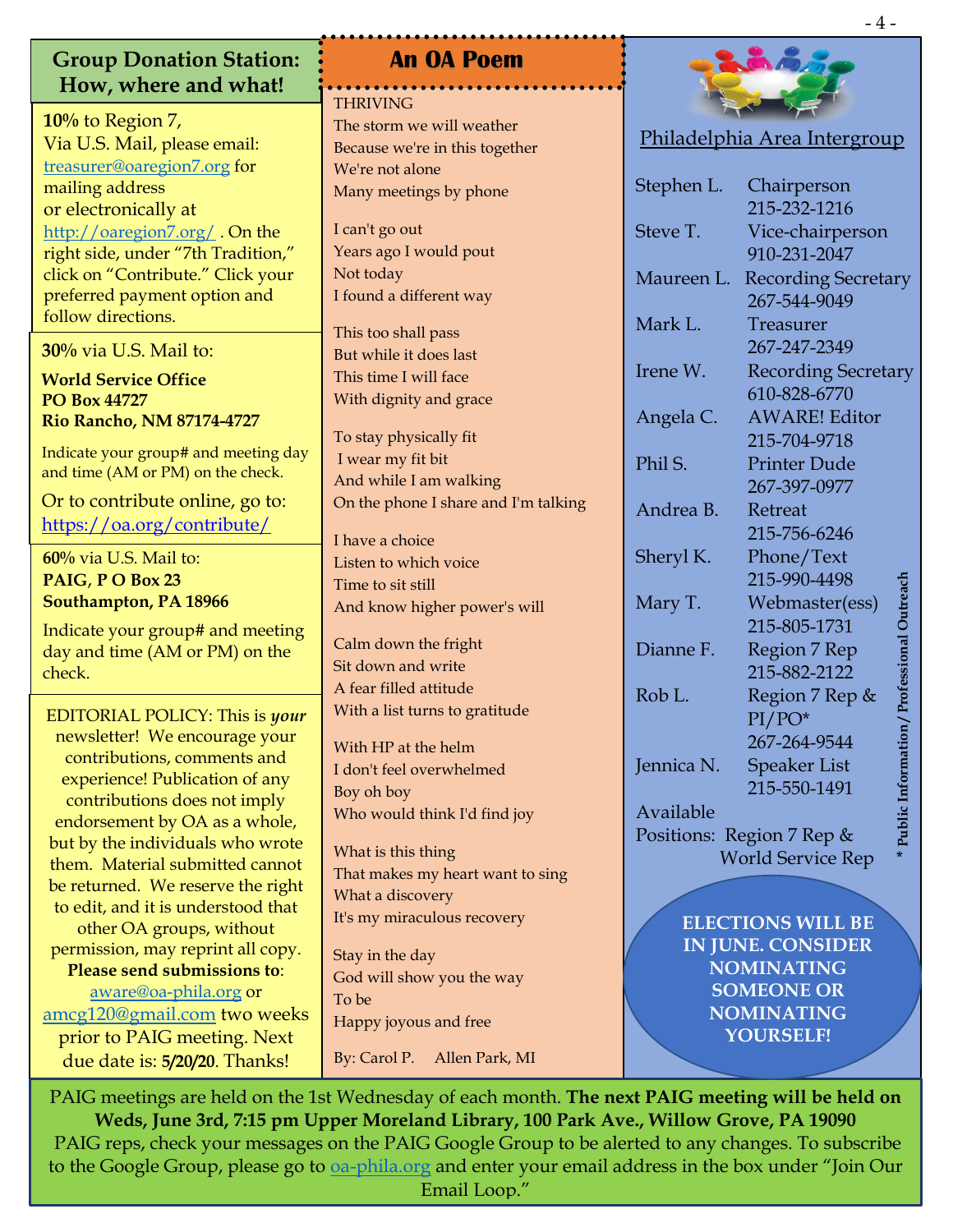## Group Donation Station: How, where and what!

**10%** to Region 7,
Via U.S. Mail, please email: treasurer@oaregion7.org for mailing address
or electronically at http://oaregion7.org/ . On the right side, under "7th Tradition," click on "Contribute." Click your preferred payment option and follow directions.

**30%** via U.S. Mail to:

**World Service Office**
**PO Box 44727**
**Rio Rancho, NM 87174-4727**

Indicate your group# and meeting day and time (AM or PM) on the check.

Or to contribute online, go to: https://oa.org/contribute/

**60%** via U.S. Mail to:
**PAIG, P O Box 23**
**Southampton, PA 18966**

Indicate your group# and meeting day and time (AM or PM) on the check.

EDITORIAL POLICY: This is ***your*** newsletter! We encourage your contributions, comments and experience! Publication of any contributions does not imply endorsement by OA as a whole, but by the individuals who wrote them. Material submitted cannot be returned. We reserve the right to edit, and it is understood that other OA groups, without permission, may reprint all copy. **Please send submissions to**: aware@oa-phila.org or amcg120@gmail.com two weeks prior to PAIG meeting. Next due date is: **5/20/20**. Thanks!

## An OA Poem

THRIVING
The storm we will weather
Because we're in this together
We're not alone
Many meetings by phone

I can't go out
Years ago I would pout
Not today
I found a different way

This too shall pass
But while it does last
This time I will face
With dignity and grace

To stay physically fit
I wear my fit bit
And while I am walking
On the phone I share and I'm talking

I have a choice
Listen to which voice
Time to sit still
And know higher power's will

Calm down the fright
Sit down and write
A fear filled attitude
With a list turns to gratitude

With HP at the helm
I don't feel overwhelmed
Boy oh boy
Who would think I'd find joy

What is this thing
That makes my heart want to sing
What a discovery
It's my miraculous recovery

Stay in the day
God will show you the way
To be
Happy joyous and free

By: Carol P. Allen Park, MI

## Philadelphia Area Intergroup

| | |
|---|---|
| Stephen L. | Chairperson 215-232-1216 |
| Steve T. | Vice-chairperson 910-231-2047 |
| Maureen L. | Recording Secretary 267-544-9049 |
| Mark L. | Treasurer 267-247-2349 |
| Irene W. | Recording Secretary 610-828-6770 |
| Angela C. | AWARE! Editor 215-704-9718 |
| Phil S. | Printer Dude 267-397-0977 |
| Andrea B. | Retreat 215-756-6246 |
| Sheryl K. | Phone/Text 215-990-4498 |
| Mary T. | Webmaster(ess) 215-805-1731 |
| Dianne F. | Region 7 Rep 215-882-2122 |
| Rob L. | Region 7 Rep & PI/PO* 267-264-9544 |
| Jennica N. | Speaker List 215-550-1491 |

Available Positions: Region 7 Rep & World Service Rep

\* Public Information / Professional Outreach

**ELECTIONS WILL BE IN JUNE. CONSIDER NOMINATING SOMEONE OR NOMINATING YOURSELF!**

PAIG meetings are held on the 1st Wednesday of each month. **The next PAIG meeting will be held on Weds, June 3rd, 7:15 pm Upper Moreland Library, 100 Park Ave., Willow Grove, PA 19090**
PAIG reps, check your messages on the PAIG Google Group to be alerted to any changes. To subscribe to the Google Group, please go to oa-phila.org and enter your email address in the box under "Join Our Email Loop."